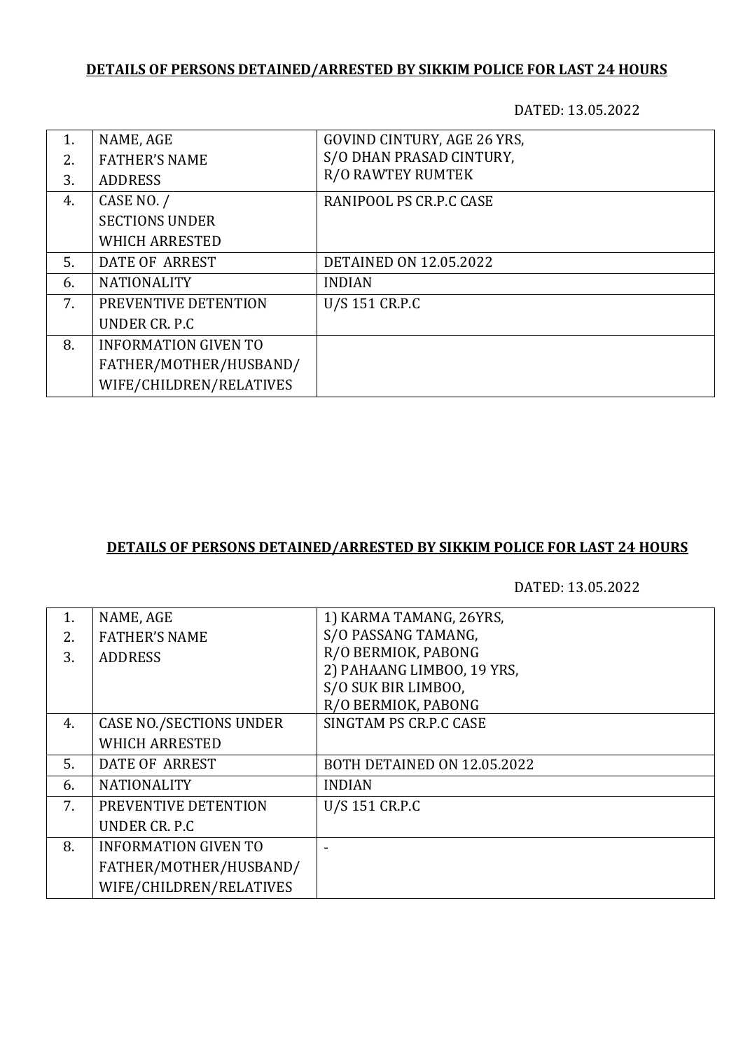**DETAILS OF PERSONS DETAINED/ARRESTED BY SIKKIM POLICE FOR LAST 24 HOURS**

DATED: 13.05.2022

| | | |
|---|---|---|
| 1.<br>2.<br>3. | NAME, AGE<br>FATHER'S NAME<br>ADDRESS | GOVIND CINTURY, AGE 26 YRS,<br>S/O DHAN PRASAD CINTURY,<br>R/O RAWTEY RUMTEK |
| 4. | CASE NO. /<br>SECTIONS UNDER<br>WHICH ARRESTED | RANIPOOL PS CR.P.C CASE |
| 5. | DATE OF ARREST | DETAINED ON 12.05.2022 |
| 6. | NATIONALITY | INDIAN |
| 7. | PREVENTIVE DETENTION<br>UNDER CR. P.C | U/S 151 CR.P.C |
| 8. | INFORMATION GIVEN TO<br>FATHER/MOTHER/HUSBAND/<br>WIFE/CHILDREN/RELATIVES | |

**DETAILS OF PERSONS DETAINED/ARRESTED BY SIKKIM POLICE FOR LAST 24 HOURS**

DATED: 13.05.2022

| | | |
|---|---|---|
| 1.<br>2.<br>3. | NAME, AGE<br>FATHER'S NAME<br>ADDRESS | 1) KARMA TAMANG, 26YRS,<br>S/O PASSANG TAMANG,<br>R/O BERMIOK, PABONG<br>2) PAHAANG LIMBOO, 19 YRS,<br>S/O SUK BIR LIMBOO,<br>R/O BERMIOK, PABONG |
| 4. | CASE NO./SECTIONS UNDER<br>WHICH ARRESTED | SINGTAM PS CR.P.C CASE |
| 5. | DATE OF ARREST | BOTH DETAINED ON 12.05.2022 |
| 6. | NATIONALITY | INDIAN |
| 7. | PREVENTIVE DETENTION<br>UNDER CR. P.C | U/S 151 CR.P.C |
| 8. | INFORMATION GIVEN TO<br>FATHER/MOTHER/HUSBAND/<br>WIFE/CHILDREN/RELATIVES | - |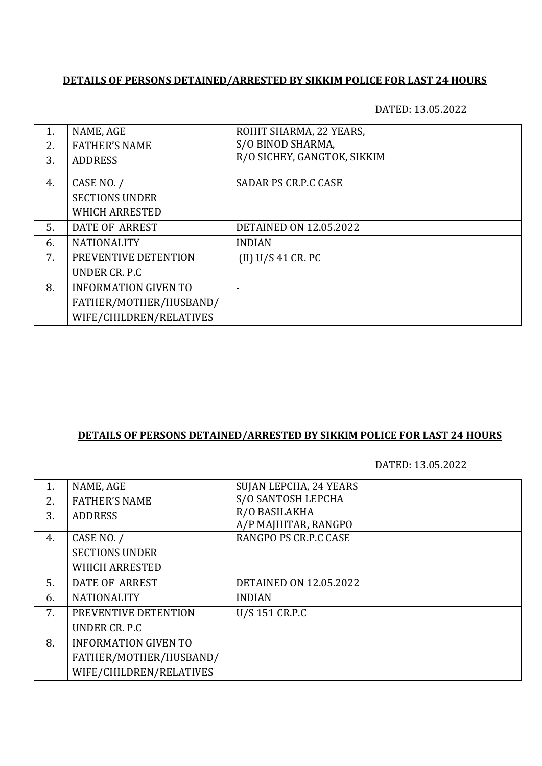**DETAILS OF PERSONS DETAINED/ARRESTED BY SIKKIM POLICE FOR LAST 24 HOURS**

DATED: 13.05.2022

| | | |
|---|---|---|
| 1.<br>2.<br>3. | NAME, AGE<br>FATHER'S NAME<br>ADDRESS | ROHIT SHARMA, 22 YEARS,<br>S/O BINOD SHARMA,<br>R/O SICHEY, GANGTOK, SIKKIM |
| 4. | CASE NO. /<br>SECTIONS UNDER<br>WHICH ARRESTED | SADAR PS CR.P.C CASE |
| 5. | DATE OF ARREST | DETAINED ON 12.05.2022 |
| 6. | NATIONALITY | INDIAN |
| 7. | PREVENTIVE DETENTION<br>UNDER CR. P.C | (II) U/S 41 CR. PC |
| 8. | INFORMATION GIVEN TO<br>FATHER/MOTHER/HUSBAND/<br>WIFE/CHILDREN/RELATIVES | - |

**DETAILS OF PERSONS DETAINED/ARRESTED BY SIKKIM POLICE FOR LAST 24 HOURS**

DATED: 13.05.2022

| | | |
|---|---|---|
| 1.<br>2.<br>3. | NAME, AGE<br>FATHER'S NAME<br>ADDRESS | SUJAN LEPCHA, 24 YEARS<br>S/O SANTOSH LEPCHA<br>R/O BASILAKHA<br>A/P MAJHITAR, RANGPO |
| 4. | CASE NO. /<br>SECTIONS UNDER<br>WHICH ARRESTED | RANGPO PS CR.P.C CASE |
| 5. | DATE OF ARREST | DETAINED ON 12.05.2022 |
| 6. | NATIONALITY | INDIAN |
| 7. | PREVENTIVE DETENTION<br>UNDER CR. P.C | U/S 151 CR.P.C |
| 8. | INFORMATION GIVEN TO<br>FATHER/MOTHER/HUSBAND/<br>WIFE/CHILDREN/RELATIVES | |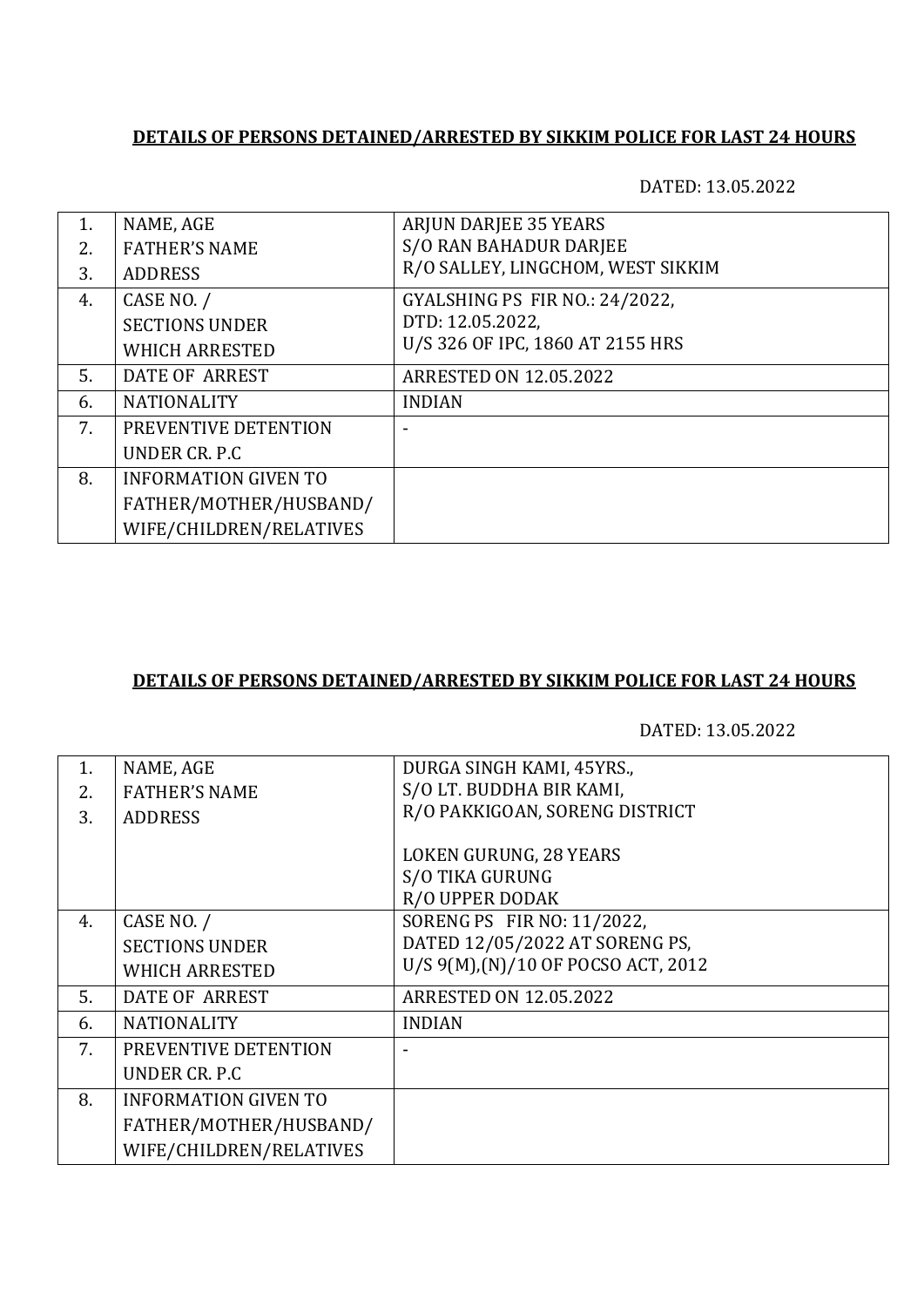**DETAILS OF PERSONS DETAINED/ARRESTED BY SIKKIM POLICE FOR LAST 24 HOURS**

DATED: 13.05.2022

| | | |
|---|---|---|
| 1.<br>2.<br>3. | NAME, AGE<br>FATHER'S NAME<br>ADDRESS | ARJUN DARJEE 35 YEARS<br>S/O RAN BAHADUR DARJEE<br>R/O SALLEY, LINGCHOM, WEST SIKKIM |
| 4. | CASE NO. /<br>SECTIONS UNDER<br>WHICH ARRESTED | GYALSHING PS FIR NO.: 24/2022,<br>DTD: 12.05.2022,<br>U/S 326 OF IPC, 1860 AT 2155 HRS |
| 5. | DATE OF ARREST | ARRESTED ON 12.05.2022 |
| 6. | NATIONALITY | INDIAN |
| 7. | PREVENTIVE DETENTION<br>UNDER CR. P.C | - |
| 8. | INFORMATION GIVEN TO<br>FATHER/MOTHER/HUSBAND/<br>WIFE/CHILDREN/RELATIVES | |

**DETAILS OF PERSONS DETAINED/ARRESTED BY SIKKIM POLICE FOR LAST 24 HOURS**

DATED: 13.05.2022

| | | |
|---|---|---|
| 1.<br>2.<br>3. | NAME, AGE<br>FATHER'S NAME<br>ADDRESS | DURGA SINGH KAMI, 45YRS.,<br>S/O LT. BUDDHA BIR KAMI,<br>R/O PAKKIGOAN, SORENG DISTRICT<br><br>LOKEN GURUNG, 28 YEARS<br>S/O TIKA GURUNG<br>R/O UPPER DODAK |
| 4. | CASE NO. /<br>SECTIONS UNDER<br>WHICH ARRESTED | SORENG PS FIR NO: 11/2022,<br>DATED 12/05/2022 AT SORENG PS,<br>U/S 9(M),(N)/10 OF POCSO ACT, 2012 |
| 5. | DATE OF ARREST | ARRESTED ON 12.05.2022 |
| 6. | NATIONALITY | INDIAN |
| 7. | PREVENTIVE DETENTION<br>UNDER CR. P.C | - |
| 8. | INFORMATION GIVEN TO<br>FATHER/MOTHER/HUSBAND/<br>WIFE/CHILDREN/RELATIVES | |